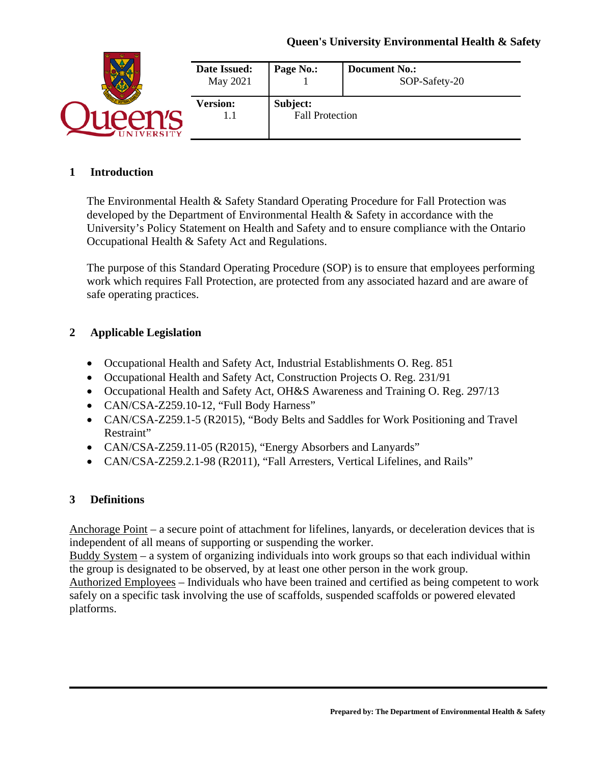| Date Issued: May 2021 | Page No.: 1 | Document No.: SOP-Safety-20 |
|---|---|---|
| Version: 1.1 | Subject: Fall Protection | |

## 1 Introduction

The Environmental Health & Safety Standard Operating Procedure for Fall Protection was developed by the Department of Environmental Health & Safety in accordance with the University's Policy Statement on Health and Safety and to ensure compliance with the Ontario Occupational Health & Safety Act and Regulations.

The purpose of this Standard Operating Procedure (SOP) is to ensure that employees performing work which requires Fall Protection, are protected from any associated hazard and are aware of safe operating practices.

## 2 Applicable Legislation

- Occupational Health and Safety Act, Industrial Establishments O. Reg. 851
- Occupational Health and Safety Act, Construction Projects O. Reg. 231/91
- Occupational Health and Safety Act, OH&S Awareness and Training O. Reg. 297/13
- CAN/CSA-Z259.10-12, "Full Body Harness"
- CAN/CSA-Z259.1-5 (R2015), "Body Belts and Saddles for Work Positioning and Travel Restraint"
- CAN/CSA-Z259.11-05 (R2015), "Energy Absorbers and Lanyards"
- CAN/CSA-Z259.2.1-98 (R2011), "Fall Arresters, Vertical Lifelines, and Rails"

## 3 Definitions

Anchorage Point – a secure point of attachment for lifelines, lanyards, or deceleration devices that is independent of all means of supporting or suspending the worker.
Buddy System – a system of organizing individuals into work groups so that each individual within the group is designated to be observed, by at least one other person in the work group.
Authorized Employees – Individuals who have been trained and certified as being competent to work safely on a specific task involving the use of scaffolds, suspended scaffolds or powered elevated platforms.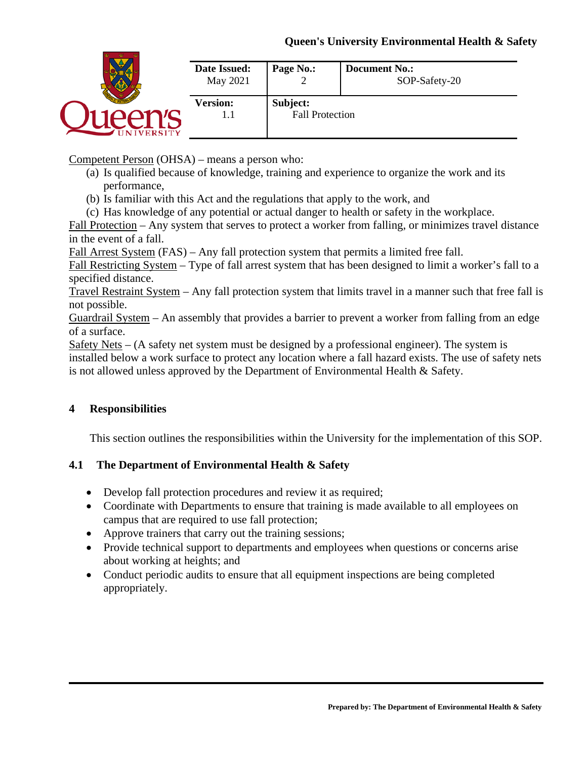Competent Person (OHSA) – means a person who:

(a) Is qualified because of knowledge, training and experience to organize the work and its performance,
(b) Is familiar with this Act and the regulations that apply to the work, and
(c) Has knowledge of any potential or actual danger to health or safety in the workplace.

Fall Protection – Any system that serves to protect a worker from falling, or minimizes travel distance in the event of a fall.

Fall Arrest System (FAS) – Any fall protection system that permits a limited free fall.

Fall Restricting System – Type of fall arrest system that has been designed to limit a worker's fall to a specified distance.

Travel Restraint System – Any fall protection system that limits travel in a manner such that free fall is not possible.

Guardrail System – An assembly that provides a barrier to prevent a worker from falling from an edge of a surface.

Safety Nets – (A safety net system must be designed by a professional engineer). The system is installed below a work surface to protect any location where a fall hazard exists. The use of safety nets is not allowed unless approved by the Department of Environmental Health & Safety.

## 4 Responsibilities

This section outlines the responsibilities within the University for the implementation of this SOP.

### 4.1 The Department of Environmental Health & Safety

- Develop fall protection procedures and review it as required;
- Coordinate with Departments to ensure that training is made available to all employees on campus that are required to use fall protection;
- Approve trainers that carry out the training sessions;
- Provide technical support to departments and employees when questions or concerns arise about working at heights; and
- Conduct periodic audits to ensure that all equipment inspections are being completed appropriately.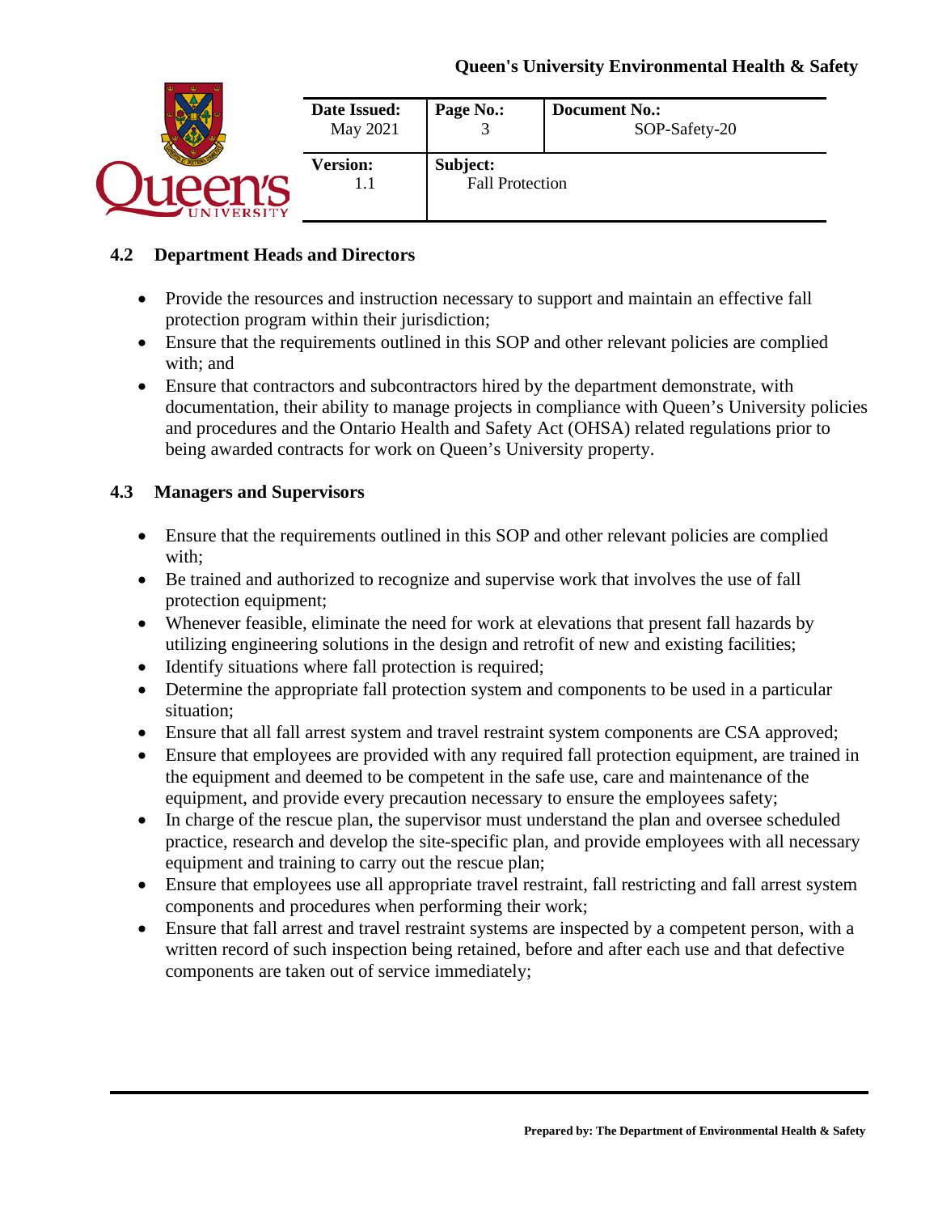### 4.2 Department Heads and Directors

- Provide the resources and instruction necessary to support and maintain an effective fall protection program within their jurisdiction;
- Ensure that the requirements outlined in this SOP and other relevant policies are complied with; and
- Ensure that contractors and subcontractors hired by the department demonstrate, with documentation, their ability to manage projects in compliance with Queen's University policies and procedures and the Ontario Health and Safety Act (OHSA) related regulations prior to being awarded contracts for work on Queen's University property.

### 4.3 Managers and Supervisors

- Ensure that the requirements outlined in this SOP and other relevant policies are complied with;
- Be trained and authorized to recognize and supervise work that involves the use of fall protection equipment;
- Whenever feasible, eliminate the need for work at elevations that present fall hazards by utilizing engineering solutions in the design and retrofit of new and existing facilities;
- Identify situations where fall protection is required;
- Determine the appropriate fall protection system and components to be used in a particular situation;
- Ensure that all fall arrest system and travel restraint system components are CSA approved;
- Ensure that employees are provided with any required fall protection equipment, are trained in the equipment and deemed to be competent in the safe use, care and maintenance of the equipment, and provide every precaution necessary to ensure the employees safety;
- In charge of the rescue plan, the supervisor must understand the plan and oversee scheduled practice, research and develop the site-specific plan, and provide employees with all necessary equipment and training to carry out the rescue plan;
- Ensure that employees use all appropriate travel restraint, fall restricting and fall arrest system components and procedures when performing their work;
- Ensure that fall arrest and travel restraint systems are inspected by a competent person, with a written record of such inspection being retained, before and after each use and that defective components are taken out of service immediately;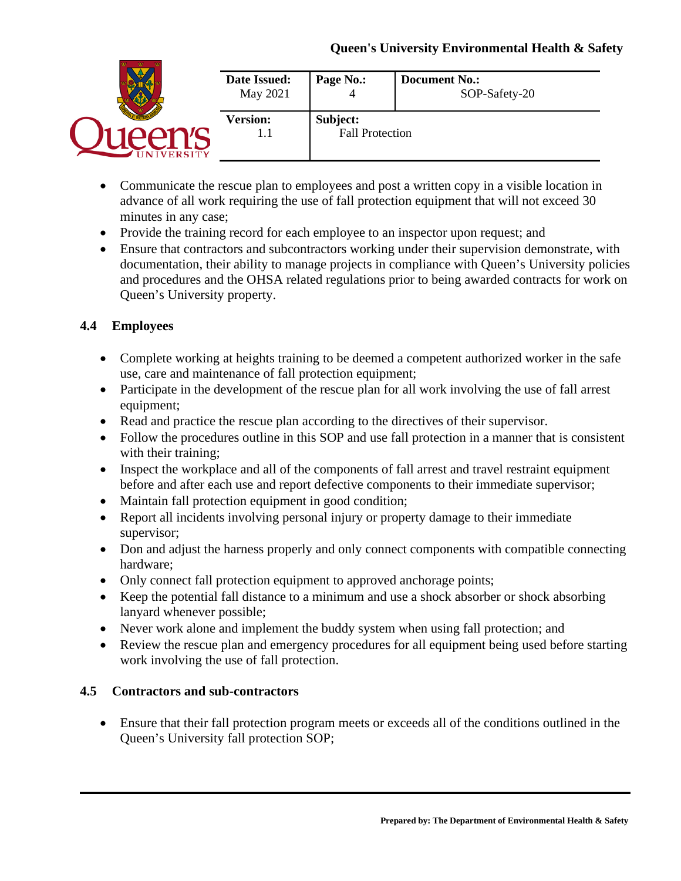- Communicate the rescue plan to employees and post a written copy in a visible location in advance of all work requiring the use of fall protection equipment that will not exceed 30 minutes in any case;
- Provide the training record for each employee to an inspector upon request; and
- Ensure that contractors and subcontractors working under their supervision demonstrate, with documentation, their ability to manage projects in compliance with Queen's University policies and procedures and the OHSA related regulations prior to being awarded contracts for work on Queen's University property.

### 4.4 Employees

- Complete working at heights training to be deemed a competent authorized worker in the safe use, care and maintenance of fall protection equipment;
- Participate in the development of the rescue plan for all work involving the use of fall arrest equipment;
- Read and practice the rescue plan according to the directives of their supervisor.
- Follow the procedures outline in this SOP and use fall protection in a manner that is consistent with their training;
- Inspect the workplace and all of the components of fall arrest and travel restraint equipment before and after each use and report defective components to their immediate supervisor;
- Maintain fall protection equipment in good condition;
- Report all incidents involving personal injury or property damage to their immediate supervisor;
- Don and adjust the harness properly and only connect components with compatible connecting hardware;
- Only connect fall protection equipment to approved anchorage points;
- Keep the potential fall distance to a minimum and use a shock absorber or shock absorbing lanyard whenever possible;
- Never work alone and implement the buddy system when using fall protection; and
- Review the rescue plan and emergency procedures for all equipment being used before starting work involving the use of fall protection.

### 4.5 Contractors and sub-contractors

- Ensure that their fall protection program meets or exceeds all of the conditions outlined in the Queen's University fall protection SOP;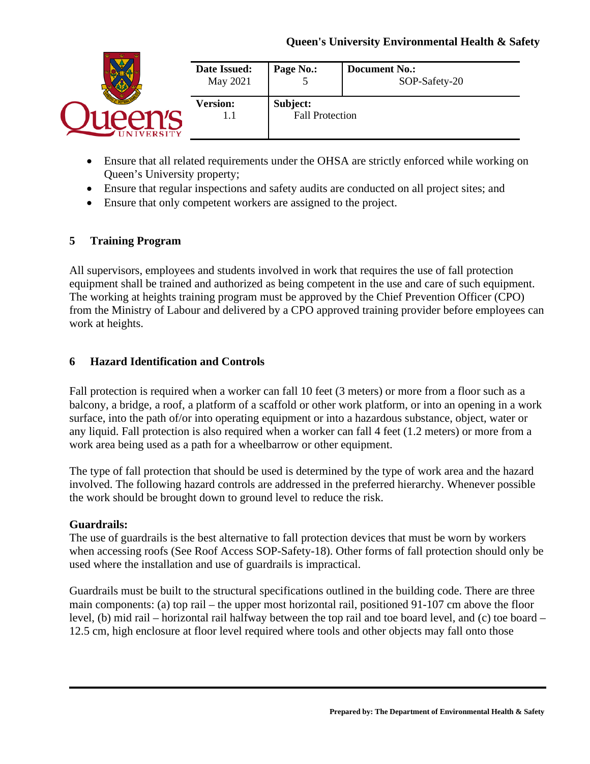- Ensure that all related requirements under the OHSA are strictly enforced while working on Queen's University property;
- Ensure that regular inspections and safety audits are conducted on all project sites; and
- Ensure that only competent workers are assigned to the project.

## 5 Training Program

All supervisors, employees and students involved in work that requires the use of fall protection equipment shall be trained and authorized as being competent in the use and care of such equipment. The working at heights training program must be approved by the Chief Prevention Officer (CPO) from the Ministry of Labour and delivered by a CPO approved training provider before employees can work at heights.

## 6 Hazard Identification and Controls

Fall protection is required when a worker can fall 10 feet (3 meters) or more from a floor such as a balcony, a bridge, a roof, a platform of a scaffold or other work platform, or into an opening in a work surface, into the path of/or into operating equipment or into a hazardous substance, object, water or any liquid. Fall protection is also required when a worker can fall 4 feet (1.2 meters) or more from a work area being used as a path for a wheelbarrow or other equipment.

The type of fall protection that should be used is determined by the type of work area and the hazard involved. The following hazard controls are addressed in the preferred hierarchy. Whenever possible the work should be brought down to ground level to reduce the risk.

**Guardrails:**

The use of guardrails is the best alternative to fall protection devices that must be worn by workers when accessing roofs (See Roof Access SOP-Safety-18). Other forms of fall protection should only be used where the installation and use of guardrails is impractical.

Guardrails must be built to the structural specifications outlined in the building code. There are three main components: (a) top rail – the upper most horizontal rail, positioned 91-107 cm above the floor level, (b) mid rail – horizontal rail halfway between the top rail and toe board level, and (c) toe board – 12.5 cm, high enclosure at floor level required where tools and other objects may fall onto those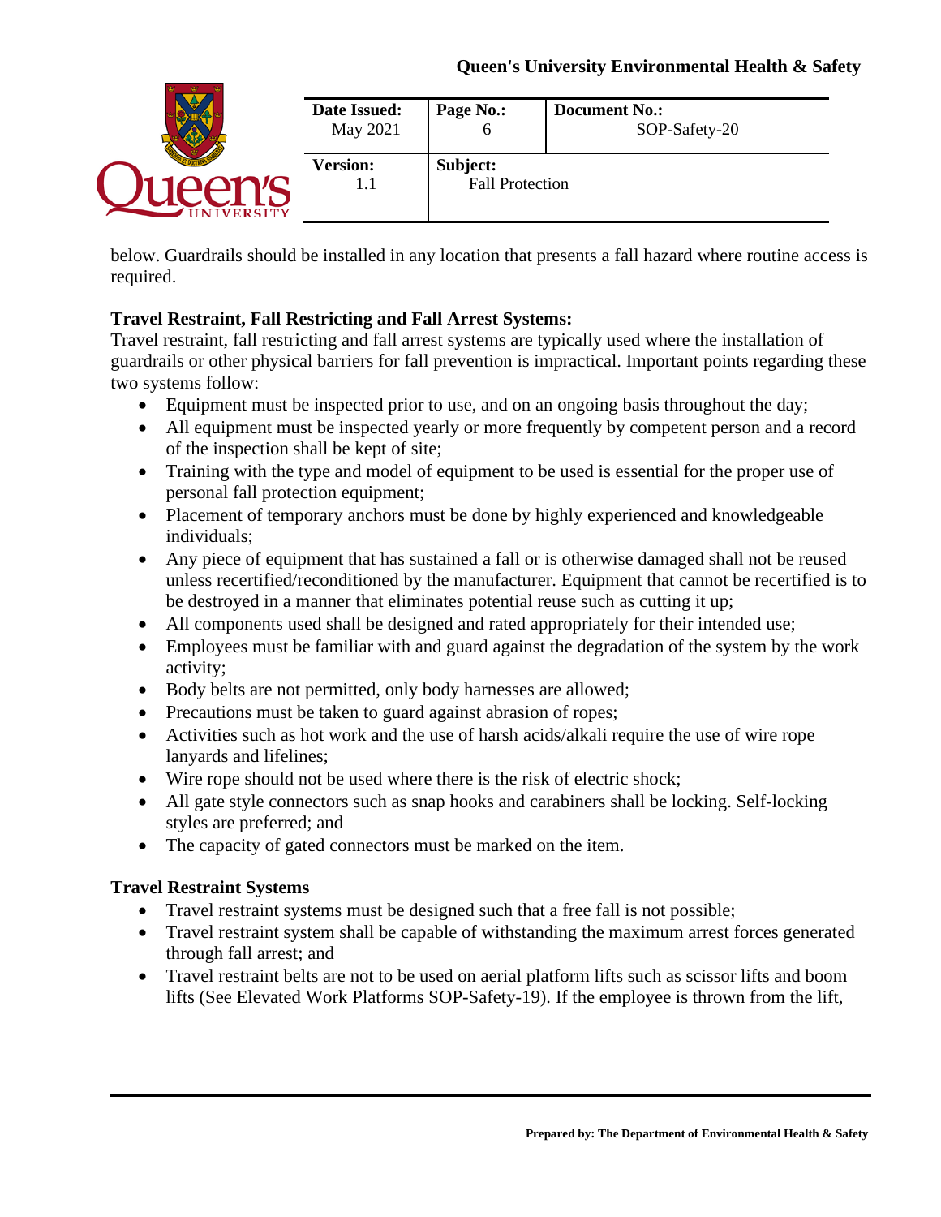below. Guardrails should be installed in any location that presents a fall hazard where routine access is required.

**Travel Restraint, Fall Restricting and Fall Arrest Systems:**
Travel restraint, fall restricting and fall arrest systems are typically used where the installation of guardrails or other physical barriers for fall prevention is impractical. Important points regarding these two systems follow:

- Equipment must be inspected prior to use, and on an ongoing basis throughout the day;
- All equipment must be inspected yearly or more frequently by competent person and a record of the inspection shall be kept of site;
- Training with the type and model of equipment to be used is essential for the proper use of personal fall protection equipment;
- Placement of temporary anchors must be done by highly experienced and knowledgeable individuals;
- Any piece of equipment that has sustained a fall or is otherwise damaged shall not be reused unless recertified/reconditioned by the manufacturer. Equipment that cannot be recertified is to be destroyed in a manner that eliminates potential reuse such as cutting it up;
- All components used shall be designed and rated appropriately for their intended use;
- Employees must be familiar with and guard against the degradation of the system by the work activity;
- Body belts are not permitted, only body harnesses are allowed;
- Precautions must be taken to guard against abrasion of ropes;
- Activities such as hot work and the use of harsh acids/alkali require the use of wire rope lanyards and lifelines;
- Wire rope should not be used where there is the risk of electric shock;
- All gate style connectors such as snap hooks and carabiners shall be locking. Self-locking styles are preferred; and
- The capacity of gated connectors must be marked on the item.

**Travel Restraint Systems**

- Travel restraint systems must be designed such that a free fall is not possible;
- Travel restraint system shall be capable of withstanding the maximum arrest forces generated through fall arrest; and
- Travel restraint belts are not to be used on aerial platform lifts such as scissor lifts and boom lifts (See Elevated Work Platforms SOP-Safety-19). If the employee is thrown from the lift,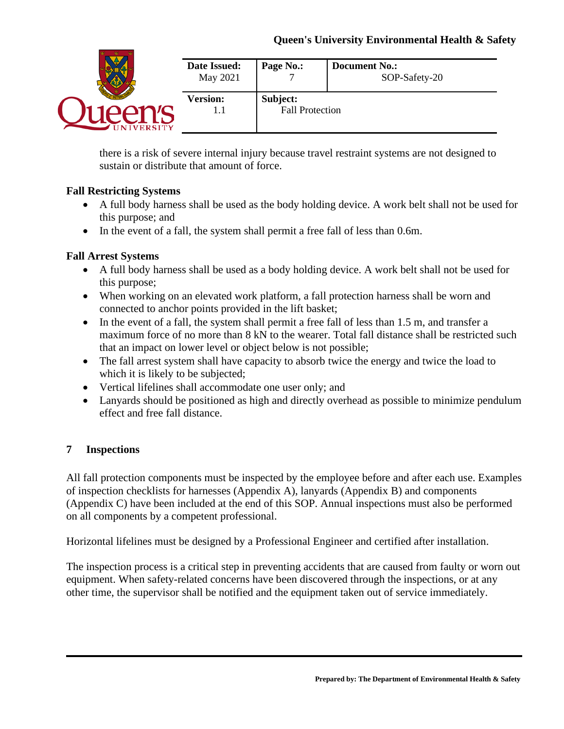there is a risk of severe internal injury because travel restraint systems are not designed to sustain or distribute that amount of force.

**Fall Restricting Systems**

- A full body harness shall be used as the body holding device. A work belt shall not be used for this purpose; and
- In the event of a fall, the system shall permit a free fall of less than 0.6m.

**Fall Arrest Systems**

- A full body harness shall be used as a body holding device. A work belt shall not be used for this purpose;
- When working on an elevated work platform, a fall protection harness shall be worn and connected to anchor points provided in the lift basket;
- In the event of a fall, the system shall permit a free fall of less than 1.5 m, and transfer a maximum force of no more than 8 kN to the wearer. Total fall distance shall be restricted such that an impact on lower level or object below is not possible;
- The fall arrest system shall have capacity to absorb twice the energy and twice the load to which it is likely to be subjected;
- Vertical lifelines shall accommodate one user only; and
- Lanyards should be positioned as high and directly overhead as possible to minimize pendulum effect and free fall distance.

## 7 Inspections

All fall protection components must be inspected by the employee before and after each use. Examples of inspection checklists for harnesses (Appendix A), lanyards (Appendix B) and components (Appendix C) have been included at the end of this SOP. Annual inspections must also be performed on all components by a competent professional.

Horizontal lifelines must be designed by a Professional Engineer and certified after installation.

The inspection process is a critical step in preventing accidents that are caused from faulty or worn out equipment. When safety-related concerns have been discovered through the inspections, or at any other time, the supervisor shall be notified and the equipment taken out of service immediately.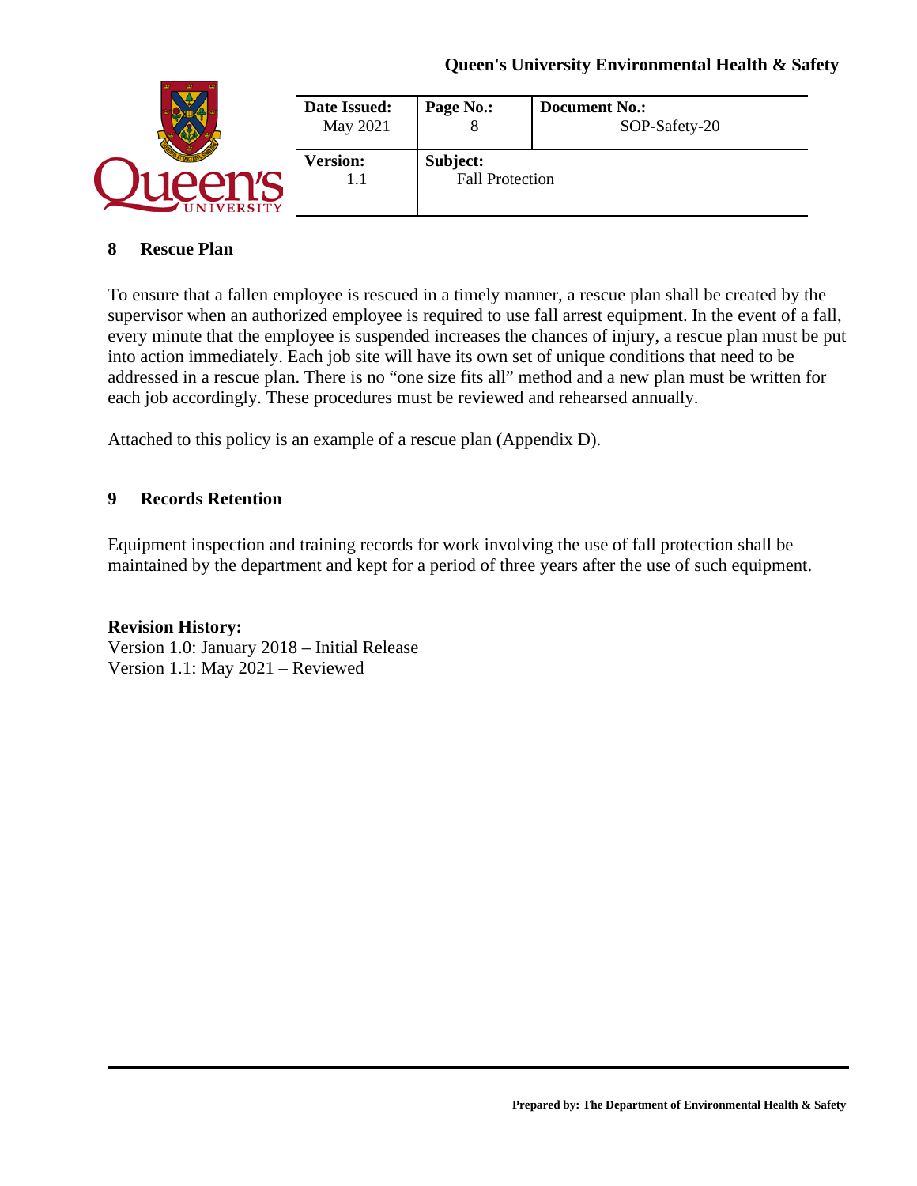## 8 Rescue Plan

To ensure that a fallen employee is rescued in a timely manner, a rescue plan shall be created by the supervisor when an authorized employee is required to use fall arrest equipment. In the event of a fall, every minute that the employee is suspended increases the chances of injury, a rescue plan must be put into action immediately. Each job site will have its own set of unique conditions that need to be addressed in a rescue plan. There is no "one size fits all" method and a new plan must be written for each job accordingly. These procedures must be reviewed and rehearsed annually.

Attached to this policy is an example of a rescue plan (Appendix D).

## 9 Records Retention

Equipment inspection and training records for work involving the use of fall protection shall be maintained by the department and kept for a period of three years after the use of such equipment.

**Revision History:**
Version 1.0: January 2018 – Initial Release
Version 1.1: May 2021 – Reviewed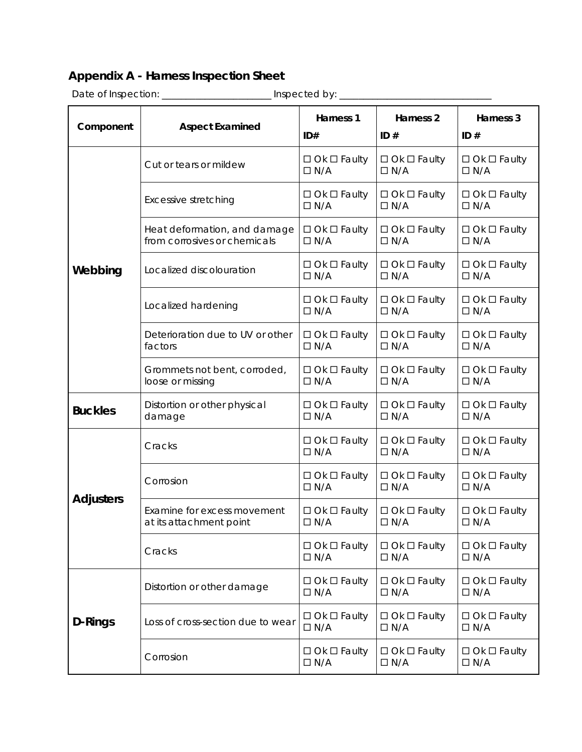## Appendix A - Harness Inspection Sheet

Date of Inspection: _______________________ Inspected by: ________________________________

| Component | Aspect Examined | Harness 1 ID# | Harness 2 ID # | Harness 3 ID # |
|---|---|---|---|---|
| Webbing | Cut or tears or mildew | ☐ Ok ☐ Faulty ☐ N/A | ☐ Ok ☐ Faulty ☐ N/A | ☐ Ok ☐ Faulty ☐ N/A |
| | Excessive stretching | ☐ Ok ☐ Faulty ☐ N/A | ☐ Ok ☐ Faulty ☐ N/A | ☐ Ok ☐ Faulty ☐ N/A |
| | Heat deformation, and damage from corrosives or chemicals | ☐ Ok ☐ Faulty ☐ N/A | ☐ Ok ☐ Faulty ☐ N/A | ☐ Ok ☐ Faulty ☐ N/A |
| | Localized discolouration | ☐ Ok ☐ Faulty ☐ N/A | ☐ Ok ☐ Faulty ☐ N/A | ☐ Ok ☐ Faulty ☐ N/A |
| | Localized hardening | ☐ Ok ☐ Faulty ☐ N/A | ☐ Ok ☐ Faulty ☐ N/A | ☐ Ok ☐ Faulty ☐ N/A |
| | Deterioration due to UV or other factors | ☐ Ok ☐ Faulty ☐ N/A | ☐ Ok ☐ Faulty ☐ N/A | ☐ Ok ☐ Faulty ☐ N/A |
| | Grommets not bent, corroded, loose or missing | ☐ Ok ☐ Faulty ☐ N/A | ☐ Ok ☐ Faulty ☐ N/A | ☐ Ok ☐ Faulty ☐ N/A |
| Buckles | Distortion or other physical damage | ☐ Ok ☐ Faulty ☐ N/A | ☐ Ok ☐ Faulty ☐ N/A | ☐ Ok ☐ Faulty ☐ N/A |
| Adjusters | Cracks | ☐ Ok ☐ Faulty ☐ N/A | ☐ Ok ☐ Faulty ☐ N/A | ☐ Ok ☐ Faulty ☐ N/A |
| | Corrosion | ☐ Ok ☐ Faulty ☐ N/A | ☐ Ok ☐ Faulty ☐ N/A | ☐ Ok ☐ Faulty ☐ N/A |
| | Examine for excess movement at its attachment point | ☐ Ok ☐ Faulty ☐ N/A | ☐ Ok ☐ Faulty ☐ N/A | ☐ Ok ☐ Faulty ☐ N/A |
| | Cracks | ☐ Ok ☐ Faulty ☐ N/A | ☐ Ok ☐ Faulty ☐ N/A | ☐ Ok ☐ Faulty ☐ N/A |
| D-Rings | Distortion or other damage | ☐ Ok ☐ Faulty ☐ N/A | ☐ Ok ☐ Faulty ☐ N/A | ☐ Ok ☐ Faulty ☐ N/A |
| | Loss of cross-section due to wear | ☐ Ok ☐ Faulty ☐ N/A | ☐ Ok ☐ Faulty ☐ N/A | ☐ Ok ☐ Faulty ☐ N/A |
| | Corrosion | ☐ Ok ☐ Faulty ☐ N/A | ☐ Ok ☐ Faulty ☐ N/A | ☐ Ok ☐ Faulty ☐ N/A |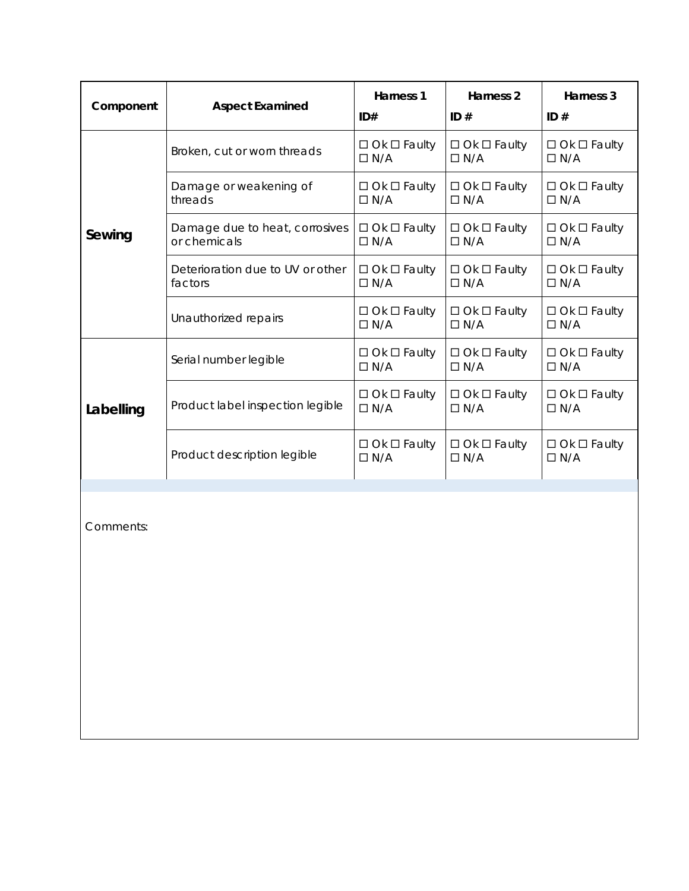| Component | Aspect Examined | Harness 1<br>ID# | Harness 2<br>ID # | Harness 3<br>ID # |
|---|---|---|---|---|
| **Sewing** | Broken, cut or worn threads | ☐ Ok ☐ Faulty ☐ N/A | ☐ Ok ☐ Faulty ☐ N/A | ☐ Ok ☐ Faulty ☐ N/A |
| | Damage or weakening of threads | ☐ Ok ☐ Faulty ☐ N/A | ☐ Ok ☐ Faulty ☐ N/A | ☐ Ok ☐ Faulty ☐ N/A |
| | Damage due to heat, corrosives or chemicals | ☐ Ok ☐ Faulty ☐ N/A | ☐ Ok ☐ Faulty ☐ N/A | ☐ Ok ☐ Faulty ☐ N/A |
| | Deterioration due to UV or other factors | ☐ Ok ☐ Faulty ☐ N/A | ☐ Ok ☐ Faulty ☐ N/A | ☐ Ok ☐ Faulty ☐ N/A |
| | Unauthorized repairs | ☐ Ok ☐ Faulty ☐ N/A | ☐ Ok ☐ Faulty ☐ N/A | ☐ Ok ☐ Faulty ☐ N/A |
| **Labelling** | Serial number legible | ☐ Ok ☐ Faulty ☐ N/A | ☐ Ok ☐ Faulty ☐ N/A | ☐ Ok ☐ Faulty ☐ N/A |
| | Product label inspection legible | ☐ Ok ☐ Faulty ☐ N/A | ☐ Ok ☐ Faulty ☐ N/A | ☐ Ok ☐ Faulty ☐ N/A |
| | Product description legible | ☐ Ok ☐ Faulty ☐ N/A | ☐ Ok ☐ Faulty ☐ N/A | ☐ Ok ☐ Faulty ☐ N/A |

Comments: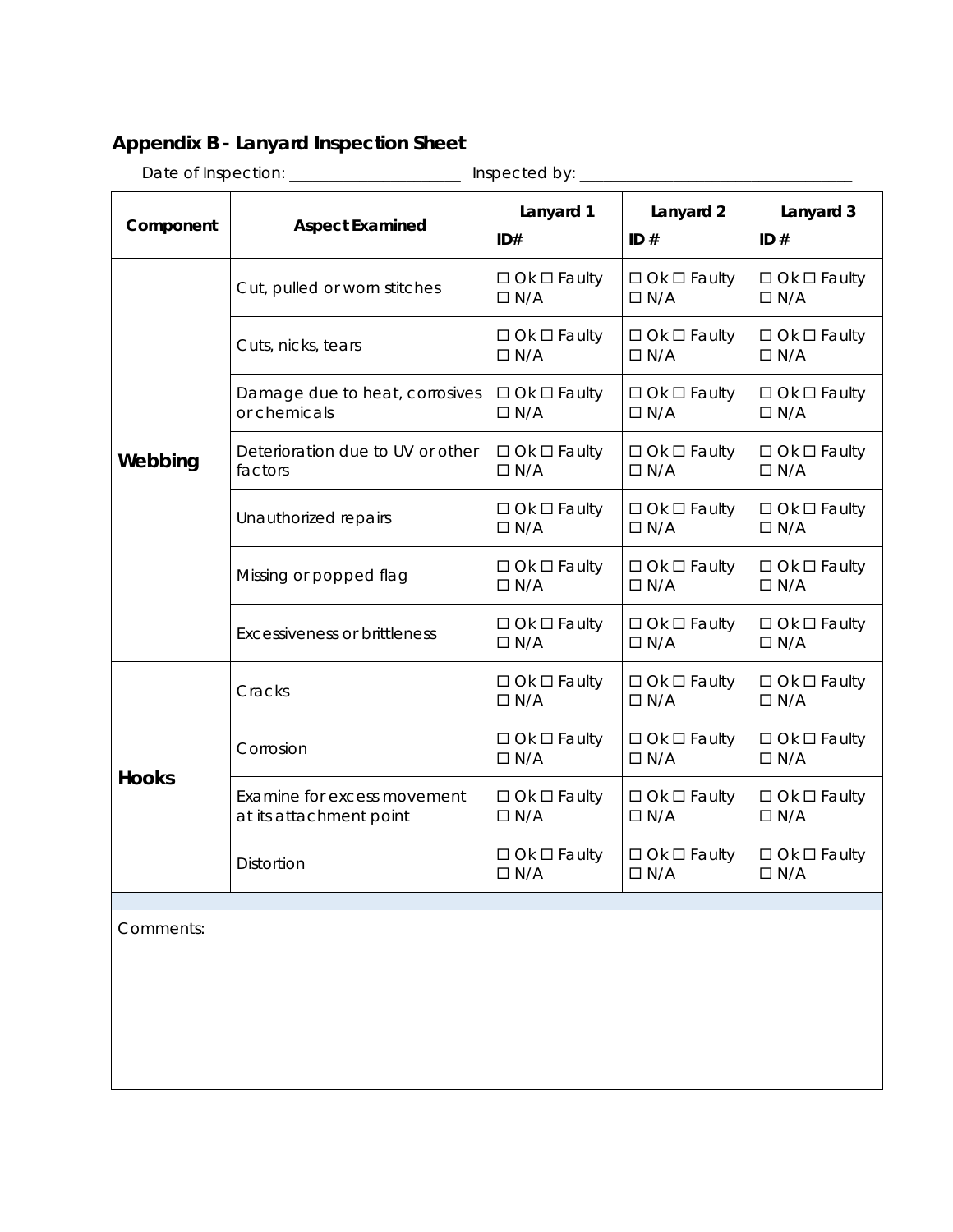## Appendix B - Lanyard Inspection Sheet

Date of Inspection: ____________________ Inspected by: ________________________________

| Component | Aspect Examined | Lanyard 1 ID# | Lanyard 2 ID # | Lanyard 3 ID # |
|---|---|---|---|---|
| **Webbing** | Cut, pulled or worn stitches | ☐ Ok ☐ Faulty ☐ N/A | ☐ Ok ☐ Faulty ☐ N/A | ☐ Ok ☐ Faulty ☐ N/A |
| | Cuts, nicks, tears | ☐ Ok ☐ Faulty ☐ N/A | ☐ Ok ☐ Faulty ☐ N/A | ☐ Ok ☐ Faulty ☐ N/A |
| | Damage due to heat, corrosives or chemicals | ☐ Ok ☐ Faulty ☐ N/A | ☐ Ok ☐ Faulty ☐ N/A | ☐ Ok ☐ Faulty ☐ N/A |
| | Deterioration due to UV or other factors | ☐ Ok ☐ Faulty ☐ N/A | ☐ Ok ☐ Faulty ☐ N/A | ☐ Ok ☐ Faulty ☐ N/A |
| | Unauthorized repairs | ☐ Ok ☐ Faulty ☐ N/A | ☐ Ok ☐ Faulty ☐ N/A | ☐ Ok ☐ Faulty ☐ N/A |
| | Missing or popped flag | ☐ Ok ☐ Faulty ☐ N/A | ☐ Ok ☐ Faulty ☐ N/A | ☐ Ok ☐ Faulty ☐ N/A |
| | Excessiveness or brittleness | ☐ Ok ☐ Faulty ☐ N/A | ☐ Ok ☐ Faulty ☐ N/A | ☐ Ok ☐ Faulty ☐ N/A |
| **Hooks** | Cracks | ☐ Ok ☐ Faulty ☐ N/A | ☐ Ok ☐ Faulty ☐ N/A | ☐ Ok ☐ Faulty ☐ N/A |
| | Corrosion | ☐ Ok ☐ Faulty ☐ N/A | ☐ Ok ☐ Faulty ☐ N/A | ☐ Ok ☐ Faulty ☐ N/A |
| | Examine for excess movement at its attachment point | ☐ Ok ☐ Faulty ☐ N/A | ☐ Ok ☐ Faulty ☐ N/A | ☐ Ok ☐ Faulty ☐ N/A |
| | Distortion | ☐ Ok ☐ Faulty ☐ N/A | ☐ Ok ☐ Faulty ☐ N/A | ☐ Ok ☐ Faulty ☐ N/A |

Comments: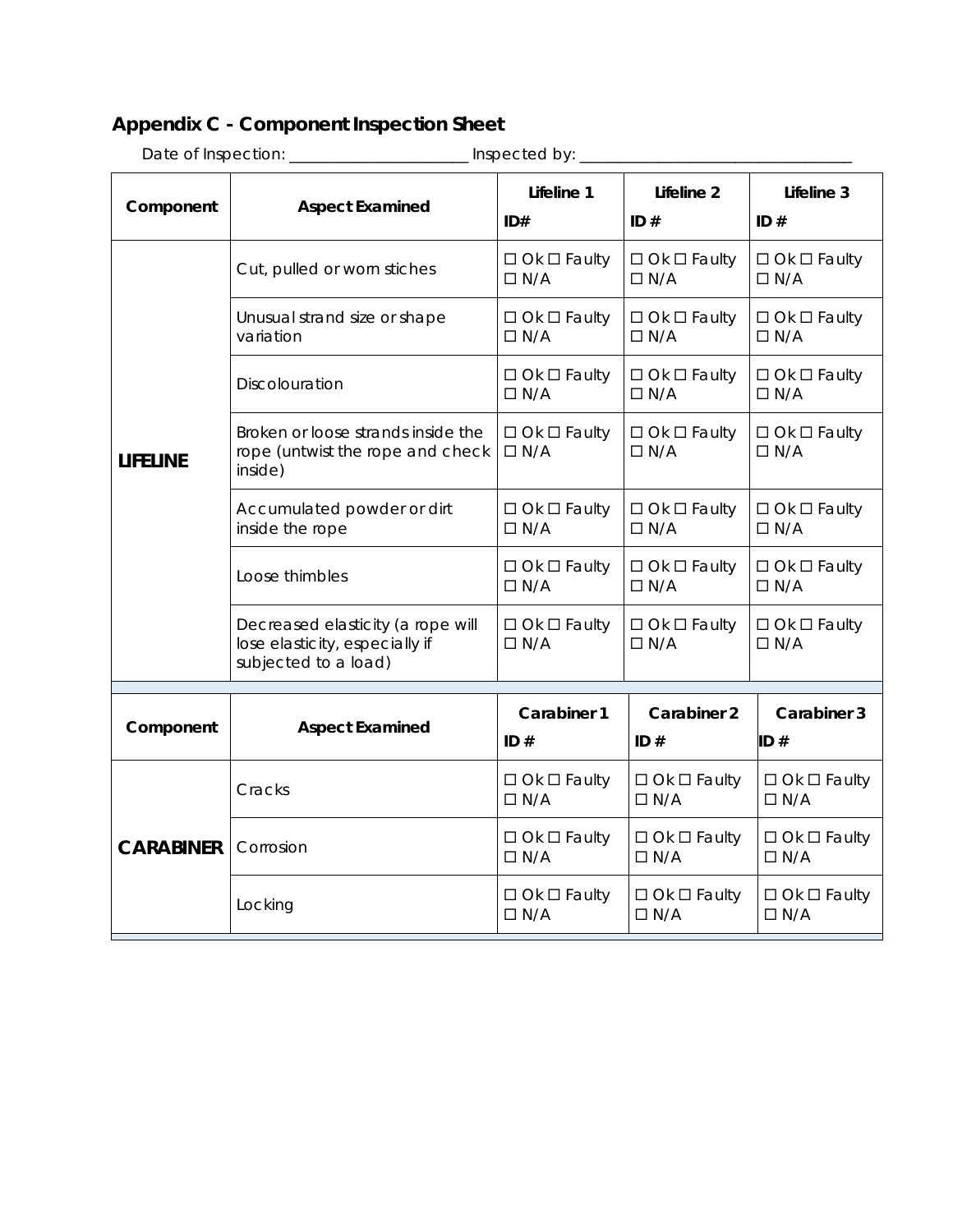## Appendix C - Component Inspection Sheet

Date of Inspection: ______________________ Inspected by: __________________________________

| Component | Aspect Examined | Lifeline 1 ID# | Lifeline 2 ID # | Lifeline 3 ID # |
|---|---|---|---|---|
| **LIFELINE** | Cut, pulled or worn stiches | ☐ Ok ☐ Faulty ☐ N/A | ☐ Ok ☐ Faulty ☐ N/A | ☐ Ok ☐ Faulty ☐ N/A |
| | Unusual strand size or shape variation | ☐ Ok ☐ Faulty ☐ N/A | ☐ Ok ☐ Faulty ☐ N/A | ☐ Ok ☐ Faulty ☐ N/A |
| | Discolouration | ☐ Ok ☐ Faulty ☐ N/A | ☐ Ok ☐ Faulty ☐ N/A | ☐ Ok ☐ Faulty ☐ N/A |
| | Broken or loose strands inside the rope (untwist the rope and check inside) | ☐ Ok ☐ Faulty ☐ N/A | ☐ Ok ☐ Faulty ☐ N/A | ☐ Ok ☐ Faulty ☐ N/A |
| | Accumulated powder or dirt inside the rope | ☐ Ok ☐ Faulty ☐ N/A | ☐ Ok ☐ Faulty ☐ N/A | ☐ Ok ☐ Faulty ☐ N/A |
| | Loose thimbles | ☐ Ok ☐ Faulty ☐ N/A | ☐ Ok ☐ Faulty ☐ N/A | ☐ Ok ☐ Faulty ☐ N/A |
| | Decreased elasticity (a rope will lose elasticity, especially if subjected to a load) | ☐ Ok ☐ Faulty ☐ N/A | ☐ Ok ☐ Faulty ☐ N/A | ☐ Ok ☐ Faulty ☐ N/A |

| Component | Aspect Examined | Carabiner 1 ID # | Carabiner 2 ID # | Carabiner 3 ID # |
|---|---|---|---|---|
| **CARABINER** | Cracks | ☐ Ok ☐ Faulty ☐ N/A | ☐ Ok ☐ Faulty ☐ N/A | ☐ Ok ☐ Faulty ☐ N/A |
| | Corrosion | ☐ Ok ☐ Faulty ☐ N/A | ☐ Ok ☐ Faulty ☐ N/A | ☐ Ok ☐ Faulty ☐ N/A |
| | Locking | ☐ Ok ☐ Faulty ☐ N/A | ☐ Ok ☐ Faulty ☐ N/A | ☐ Ok ☐ Faulty ☐ N/A |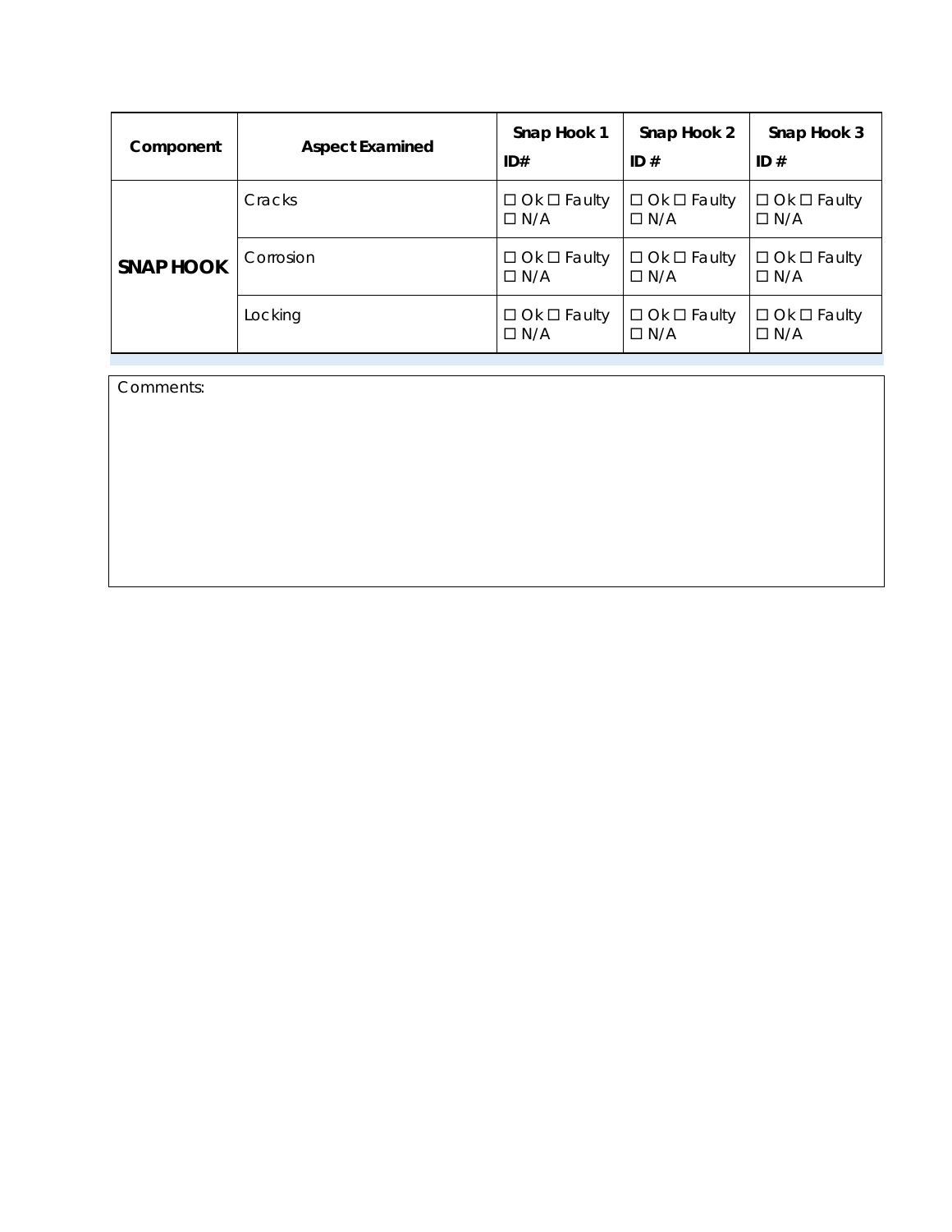| Component | Aspect Examined | Snap Hook 1<br>ID# | Snap Hook 2<br>ID # | Snap Hook 3<br>ID # |
|---|---|---|---|---|
| **SNAP HOOK** | Cracks | ☐ Ok ☐ Faulty ☐ N/A | ☐ Ok ☐ Faulty ☐ N/A | ☐ Ok ☐ Faulty ☐ N/A |
| | Corrosion | ☐ Ok ☐ Faulty ☐ N/A | ☐ Ok ☐ Faulty ☐ N/A | ☐ Ok ☐ Faulty ☐ N/A |
| | Locking | ☐ Ok ☐ Faulty ☐ N/A | ☐ Ok ☐ Faulty ☐ N/A | ☐ Ok ☐ Faulty ☐ N/A |

| Comments: |
|---|
| |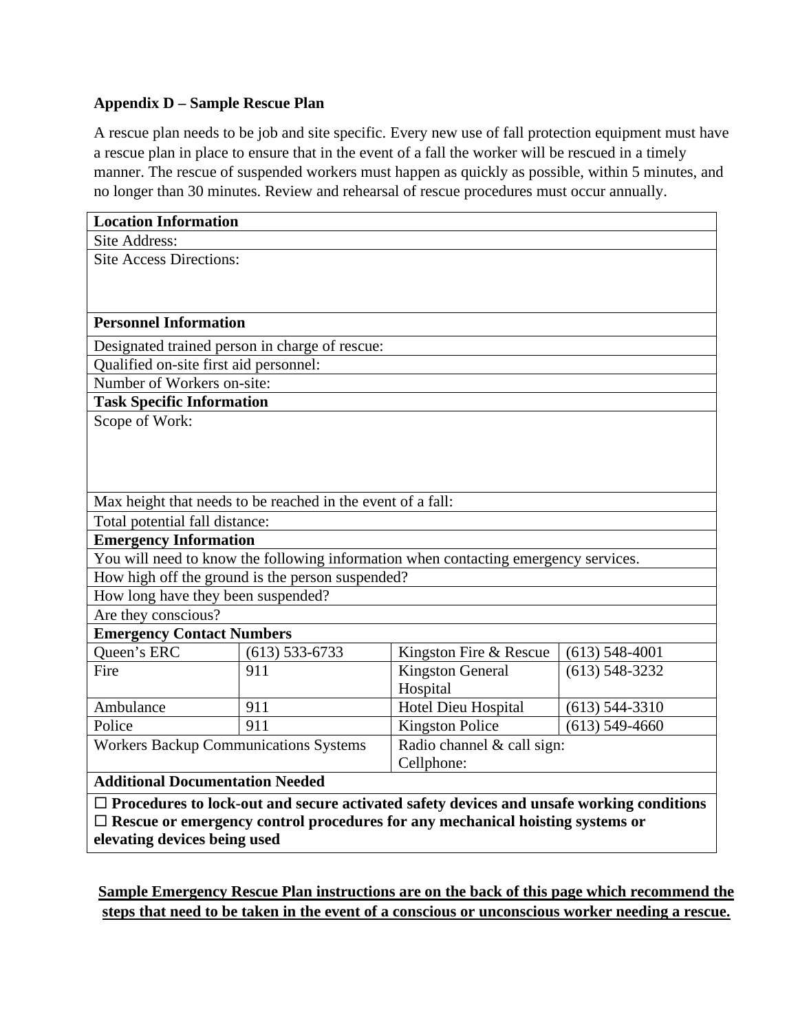**Appendix D – Sample Rescue Plan**

A rescue plan needs to be job and site specific. Every new use of fall protection equipment must have a rescue plan in place to ensure that in the event of a fall the worker will be rescued in a timely manner. The rescue of suspended workers must happen as quickly as possible, within 5 minutes, and no longer than 30 minutes. Review and rehearsal of rescue procedures must occur annually.

| **Location Information** | | | |
|---|---|---|---|
| Site Address: | | | |
| Site Access Directions: | | | |
| **Personnel Information** | | | |
| Designated trained person in charge of rescue: | | | |
| Qualified on-site first aid personnel: | | | |
| Number of Workers on-site: | | | |
| **Task Specific Information** | | | |
| Scope of Work: | | | |
| Max height that needs to be reached in the event of a fall: | | | |
| Total potential fall distance: | | | |
| **Emergency Information** | | | |
| You will need to know the following information when contacting emergency services. | | | |
| How high off the ground is the person suspended? | | | |
| How long have they been suspended? | | | |
| Are they conscious? | | | |
| **Emergency Contact Numbers** | | | |
| Queen's ERC | (613) 533-6733 | Kingston Fire & Rescue | (613) 548-4001 |
| Fire | 911 | Kingston General Hospital | (613) 548-3232 |
| Ambulance | 911 | Hotel Dieu Hospital | (613) 544-3310 |
| Police | 911 | Kingston Police | (613) 549-4660 |
| Workers Backup Communications Systems | | Radio channel & call sign:<br>Cellphone: | |
| **Additional Documentation Needed** | | | |
| ☐ **Procedures to lock-out and secure activated safety devices and unsafe working conditions**<br>☐ **Rescue or emergency control procedures for any mechanical hoisting systems or elevating devices being used** | | | |

**Sample Emergency Rescue Plan instructions are on the back of this page which recommend the steps that need to be taken in the event of a conscious or unconscious worker needing a rescue.**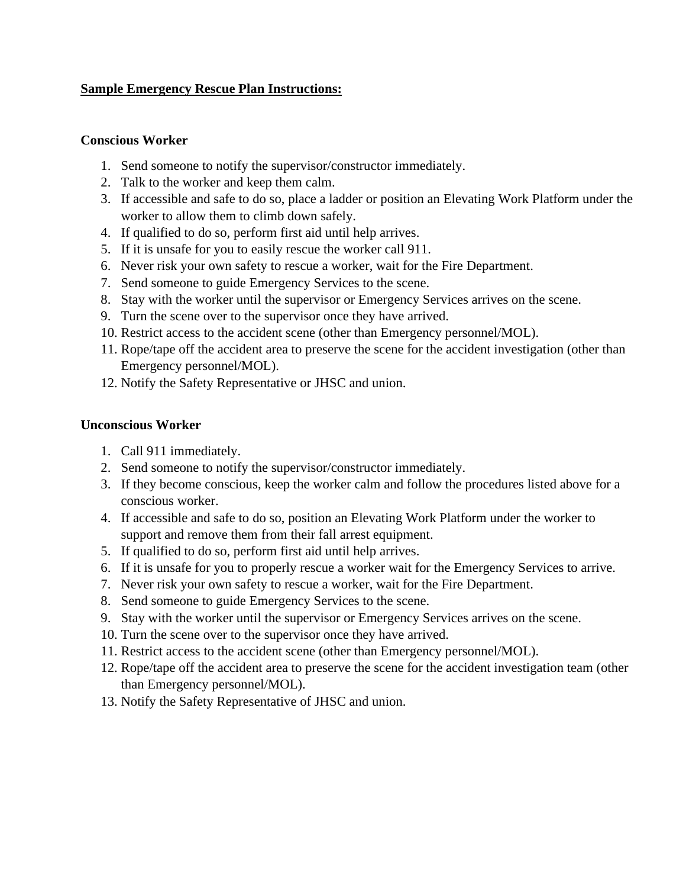**Sample Emergency Rescue Plan Instructions:**

**Conscious Worker**

1. Send someone to notify the supervisor/constructor immediately.
2. Talk to the worker and keep them calm.
3. If accessible and safe to do so, place a ladder or position an Elevating Work Platform under the worker to allow them to climb down safely.
4. If qualified to do so, perform first aid until help arrives.
5. If it is unsafe for you to easily rescue the worker call 911.
6. Never risk your own safety to rescue a worker, wait for the Fire Department.
7. Send someone to guide Emergency Services to the scene.
8. Stay with the worker until the supervisor or Emergency Services arrives on the scene.
9. Turn the scene over to the supervisor once they have arrived.
10. Restrict access to the accident scene (other than Emergency personnel/MOL).
11. Rope/tape off the accident area to preserve the scene for the accident investigation (other than Emergency personnel/MOL).
12. Notify the Safety Representative or JHSC and union.

**Unconscious Worker**

1. Call 911 immediately.
2. Send someone to notify the supervisor/constructor immediately.
3. If they become conscious, keep the worker calm and follow the procedures listed above for a conscious worker.
4. If accessible and safe to do so, position an Elevating Work Platform under the worker to support and remove them from their fall arrest equipment.
5. If qualified to do so, perform first aid until help arrives.
6. If it is unsafe for you to properly rescue a worker wait for the Emergency Services to arrive.
7. Never risk your own safety to rescue a worker, wait for the Fire Department.
8. Send someone to guide Emergency Services to the scene.
9. Stay with the worker until the supervisor or Emergency Services arrives on the scene.
10. Turn the scene over to the supervisor once they have arrived.
11. Restrict access to the accident scene (other than Emergency personnel/MOL).
12. Rope/tape off the accident area to preserve the scene for the accident investigation team (other than Emergency personnel/MOL).
13. Notify the Safety Representative of JHSC and union.